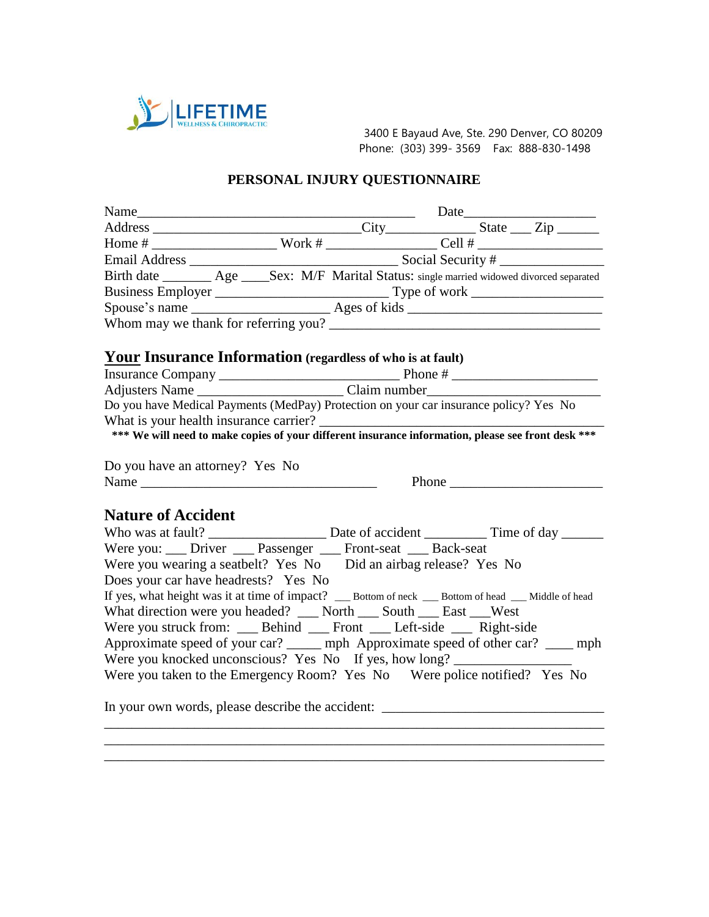LIFETIME
WELLNESS & CHIROPRACTIC

3400 E Bayaud Ave, Ste. 290 Denver, CO 80209
Phone: (303) 399- 3569 Fax: 888-830-1498

# PERSONAL INJURY QUESTIONNAIRE

Name_________________________________________ Date___________________
Address _______________________________City_____________ State ___ Zip ______
Home # __________________ Work # ________________ Cell # _________________
Email Address ____________________________ Social Security # _______________
Birth date _______ Age ____Sex: M/F Marital Status: single married widowed divorced separated
Business Employer _________________________ Type of work __________________
Spouse's name _____________________ Ages of kids _____________________________
Whom may we thank for referring you? ________________________________________

## <u>Your</u> Insurance Information (regardless of who is at fault)

Insurance Company ___________________________ Phone # _____________________
Adjusters Name _____________________ Claim number________________________
Do you have Medical Payments (MedPay) Protection on your car insurance policy? Yes No
What is your health insurance carrier? ___________________________________________

**\*\*\* We will need to make copies of your different insurance information, please see front desk \*\*\***

Do you have an attorney? Yes No
Name ___________________________________ Phone _____________________

## Nature of Accident

Who was at fault? _________________ Date of accident _________ Time of day ______
Were you: ___ Driver ___ Passenger ___ Front-seat ___ Back-seat
Were you wearing a seatbelt? Yes No Did an airbag release? Yes No
Does your car have headrests? Yes No
If yes, what height was it at time of impact? ___ Bottom of neck ___ Bottom of head ___ Middle of head
What direction were you headed? ___ North ___ South ___ East ___West
Were you struck from: ___ Behind ___ Front ___ Left-side ___ Right-side
Approximate speed of your car? _____ mph Approximate speed of other car? ____ mph
Were you knocked unconscious? Yes No If yes, how long? _________________
Were you taken to the Emergency Room? Yes No Were police notified? Yes No

In your own words, please describe the accident: ________________________________
_________________________________________________________________________
_________________________________________________________________________
_________________________________________________________________________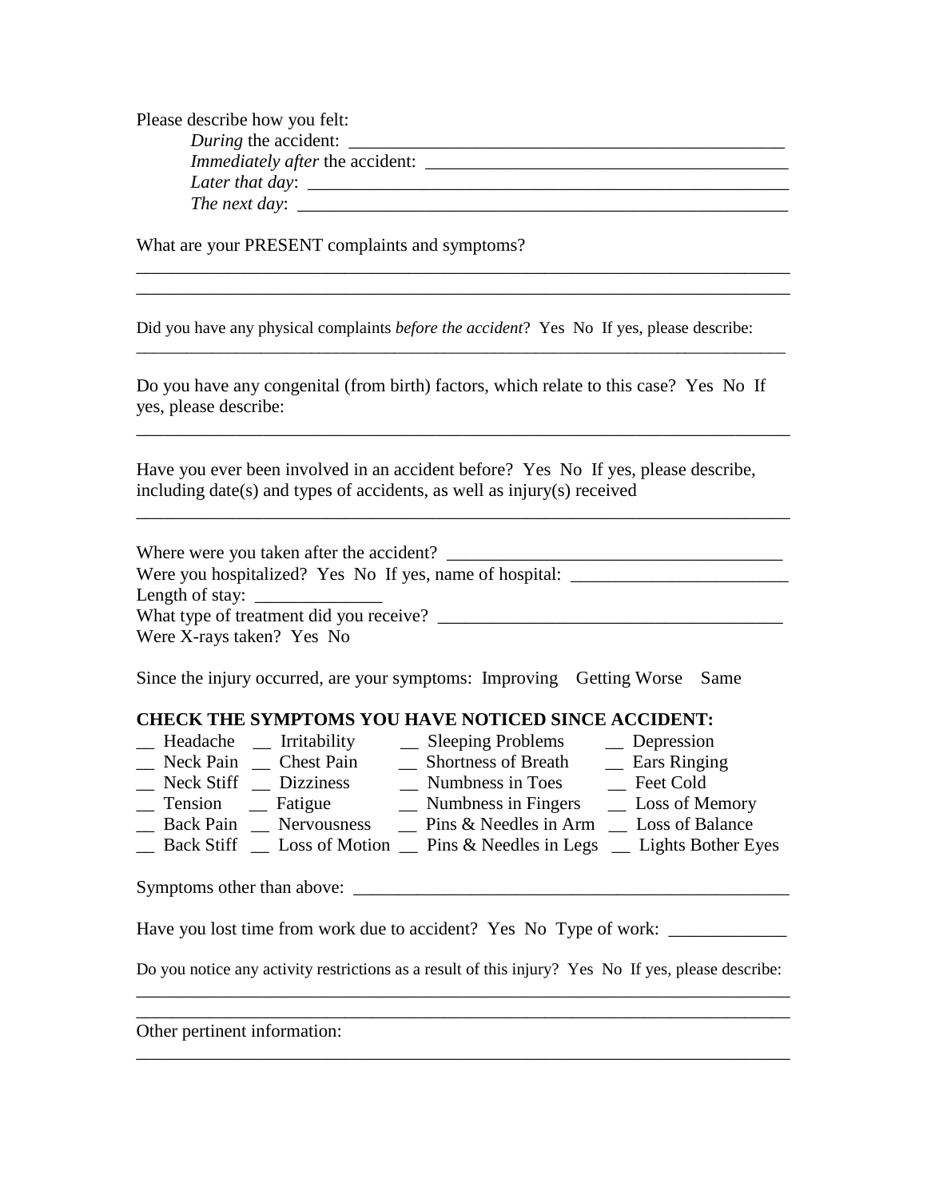Please describe how you felt:

*During* the accident: ___________________________________________________

*Immediately after* the accident: __________________________________________

*Later that day*: _____________________________________________________

*The next day*: ______________________________________________________

What are your PRESENT complaints and symptoms?

___________________________________________________________________________

___________________________________________________________________________

Did you have any physical complaints *before the accident*? Yes No If yes, please describe:

___________________________________________________________________________

Do you have any congenital (from birth) factors, which relate to this case? Yes No If yes, please describe:

___________________________________________________________________________

Have you ever been involved in an accident before? Yes No If yes, please describe, including date(s) and types of accidents, as well as injury(s) received

___________________________________________________________________________

Where were you taken after the accident? ______________________________________

Were you hospitalized? Yes No If yes, name of hospital: __________________________

Length of stay: ______________

What type of treatment did you receive? _______________________________________

Were X-rays taken? Yes No

Since the injury occurred, are your symptoms: Improving Getting Worse Same

**CHECK THE SYMPTOMS YOU HAVE NOTICED SINCE ACCIDENT:**

| | | | |
|---|---|---|---|
| __ Headache | __ Irritability | __ Sleeping Problems | __ Depression |
| __ Neck Pain | __ Chest Pain | __ Shortness of Breath | __ Ears Ringing |
| __ Neck Stiff | __ Dizziness | __ Numbness in Toes | __ Feet Cold |
| __ Tension | __ Fatigue | __ Numbness in Fingers | __ Loss of Memory |
| __ Back Pain | __ Nervousness | __ Pins & Needles in Arm | __ Loss of Balance |
| __ Back Stiff | __ Loss of Motion | __ Pins & Needles in Legs | __ Lights Bother Eyes |

Symptoms other than above: __________________________________________________

Have you lost time from work due to accident? Yes No Type of work: _____________

Do you notice any activity restrictions as a result of this injury? Yes No If yes, please describe:

___________________________________________________________________________

___________________________________________________________________________

Other pertinent information:

___________________________________________________________________________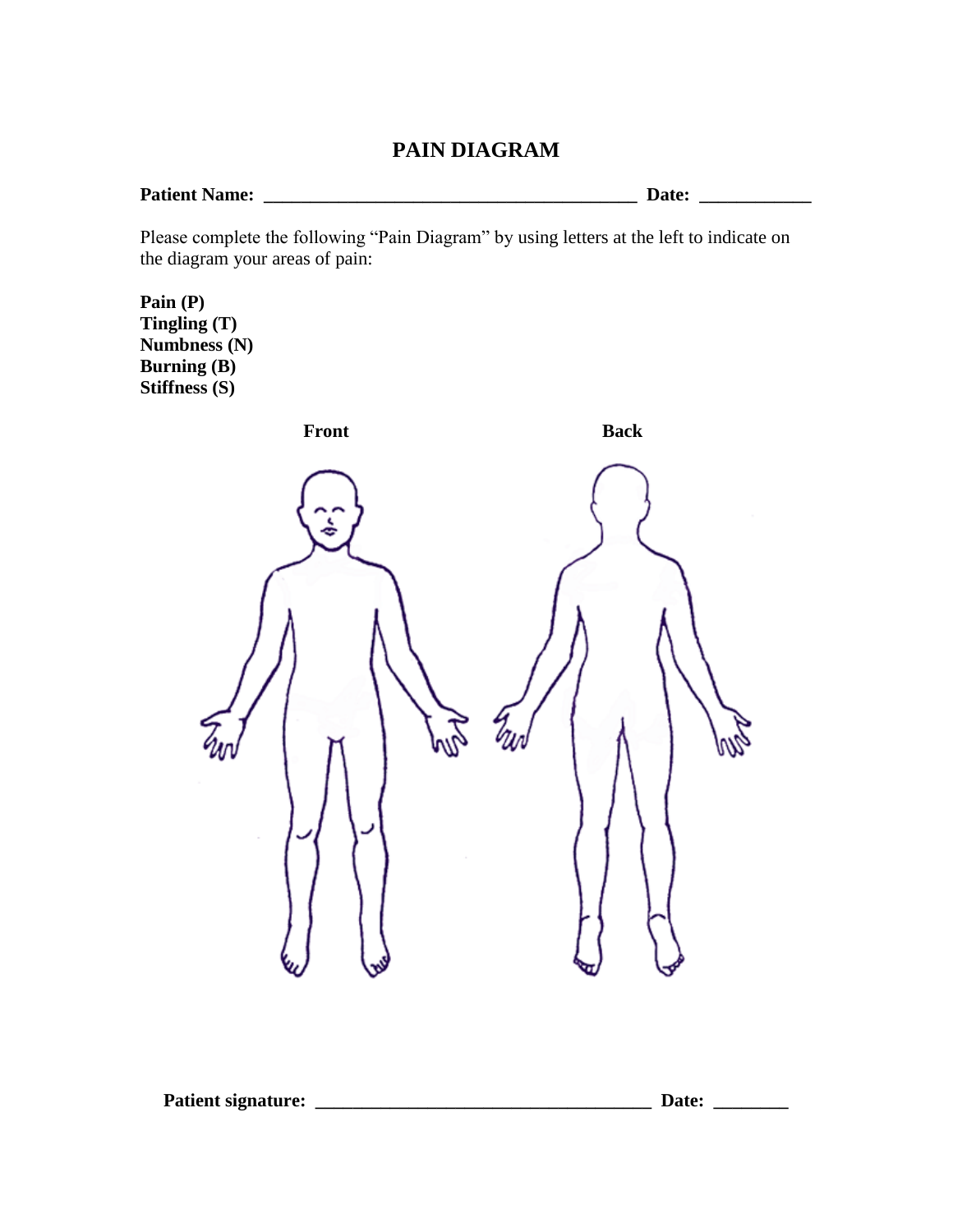# PAIN DIAGRAM

**Patient Name: ________________________________________ Date: ___________**

Please complete the following "Pain Diagram" by using letters at the left to indicate on the diagram your areas of pain:

**Pain (P)**
**Tingling (T)**
**Numbness (N)**
**Burning (B)**
**Stiffness (S)**

**Front** **Back**

**Patient signature: ____________________________________ Date: ________**